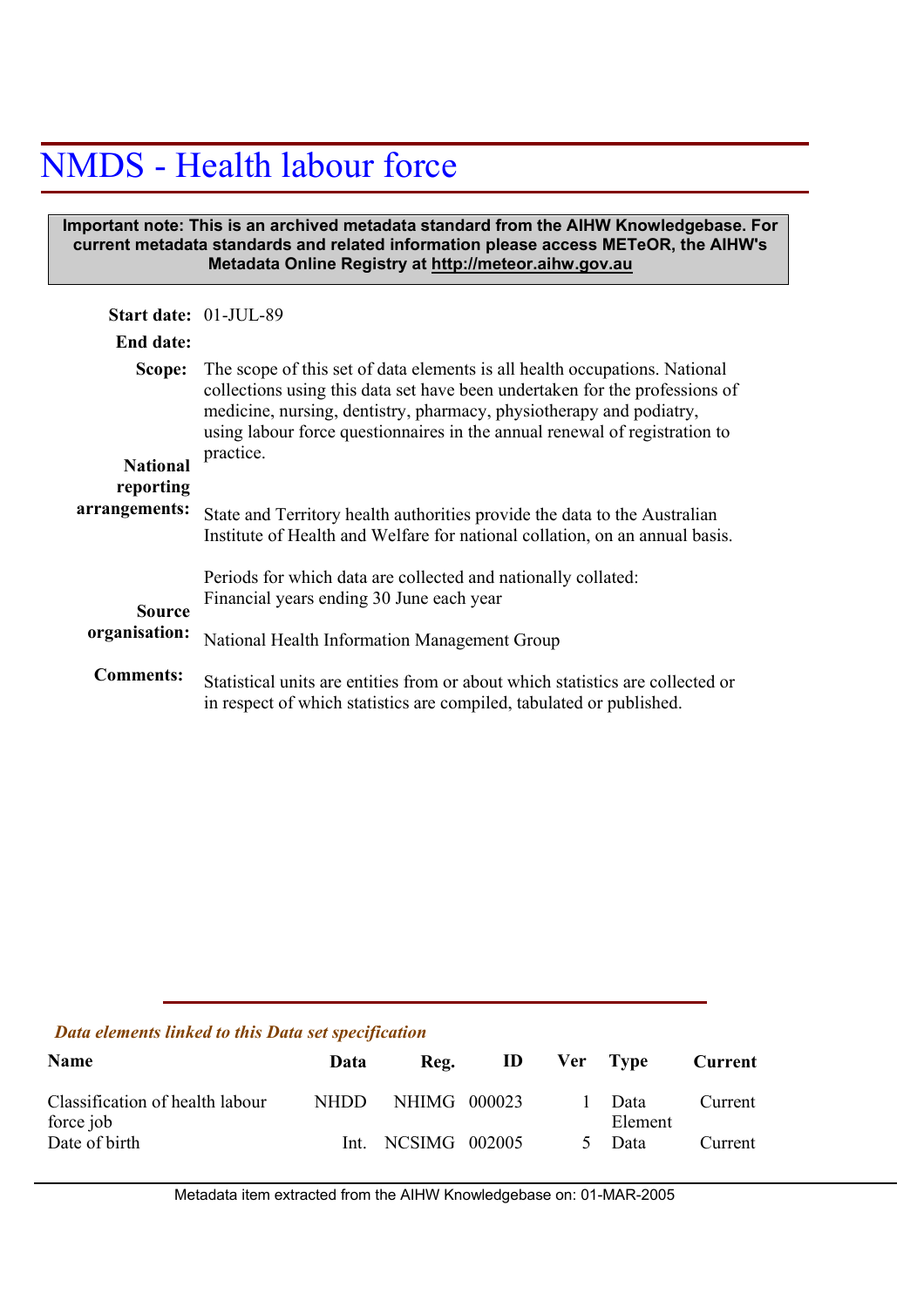# NMDS - Health labour force

**Important note: This is an archived metadata standard from the AIHW Knowledgebase. For current metadata standards and related information please access METeOR, the AIHW's Metadata Online Registry at http://meteor.aihw.gov.au**

**Start date:** 01-JUL-89

**End date:**

**Scope:** The scope of this set of data elements is all health occupations. National collections using this data set have been undertaken for the professions of medicine, nursing, dentistry, pharmacy, physiotherapy and podiatry, using labour force questionnaires in the annual renewal of registration to practice.

**National reporting arrangements:** State and Territory health authorities provide the data to the Australian Institute of Health and Welfare for national collation, on an annual basis.

Periods for which data are collected and nationally collated: Financial years ending 30 June each year

**Source organisation:** National Health Information Management Group

**Comments:** Statistical units are entities from or about which statistics are collected or in respect of which statistics are compiled, tabulated or published.

*Data elements linked to this Data set specification*

| Name | Data | Reg. | ID | Ver | Type | Current |
|---|---|---|---|---|---|---|
| Classification of health labour force job | NHDD | NHIMG | 000023 | 1 | Data Element | Current |
| Date of birth | Int. | NCSIMG | 002005 | 5 | Data | Current |

Metadata item extracted from the AIHW Knowledgebase on: 01-MAR-2005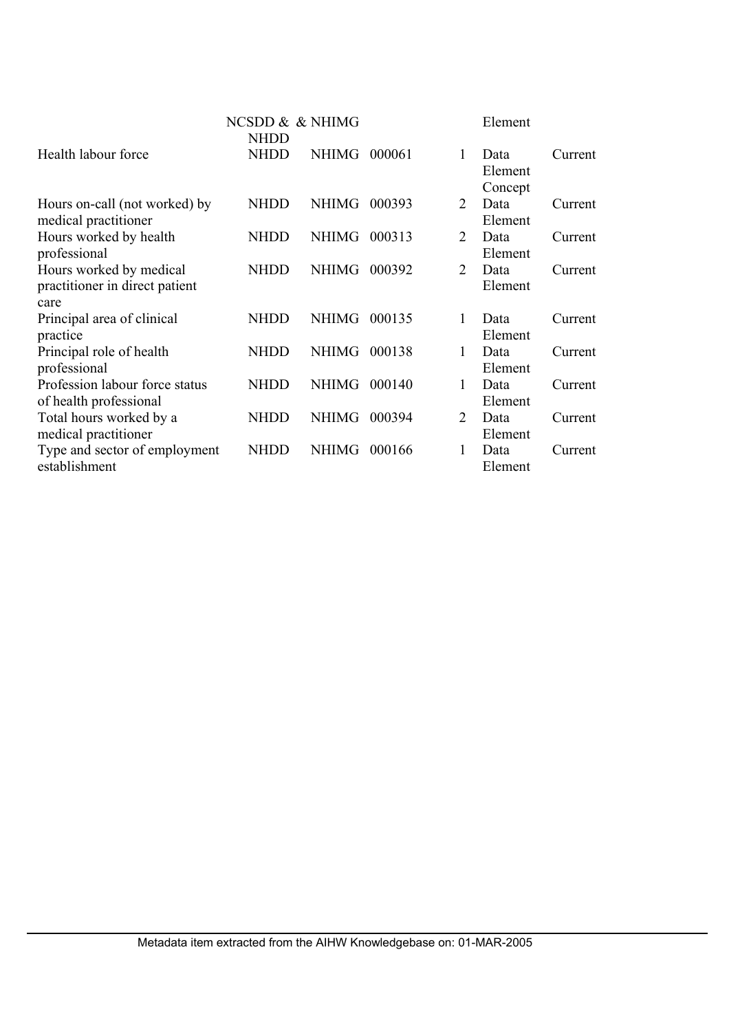| | | | | | | |
|---|---|---|---|---|---|---|
| | NCSDD & NHDD | & NHIMG | | | Element | |
| Health labour force | NHDD | NHIMG | 000061 | 1 | Data Element Concept | Current |
| Hours on-call (not worked) by medical practitioner | NHDD | NHIMG | 000393 | 2 | Data Element | Current |
| Hours worked by health professional | NHDD | NHIMG | 000313 | 2 | Data Element | Current |
| Hours worked by medical practitioner in direct patient care | NHDD | NHIMG | 000392 | 2 | Data Element | Current |
| Principal area of clinical practice | NHDD | NHIMG | 000135 | 1 | Data Element | Current |
| Principal role of health professional | NHDD | NHIMG | 000138 | 1 | Data Element | Current |
| Profession labour force status of health professional | NHDD | NHIMG | 000140 | 1 | Data Element | Current |
| Total hours worked by a medical practitioner | NHDD | NHIMG | 000394 | 2 | Data Element | Current |
| Type and sector of employment establishment | NHDD | NHIMG | 000166 | 1 | Data Element | Current |